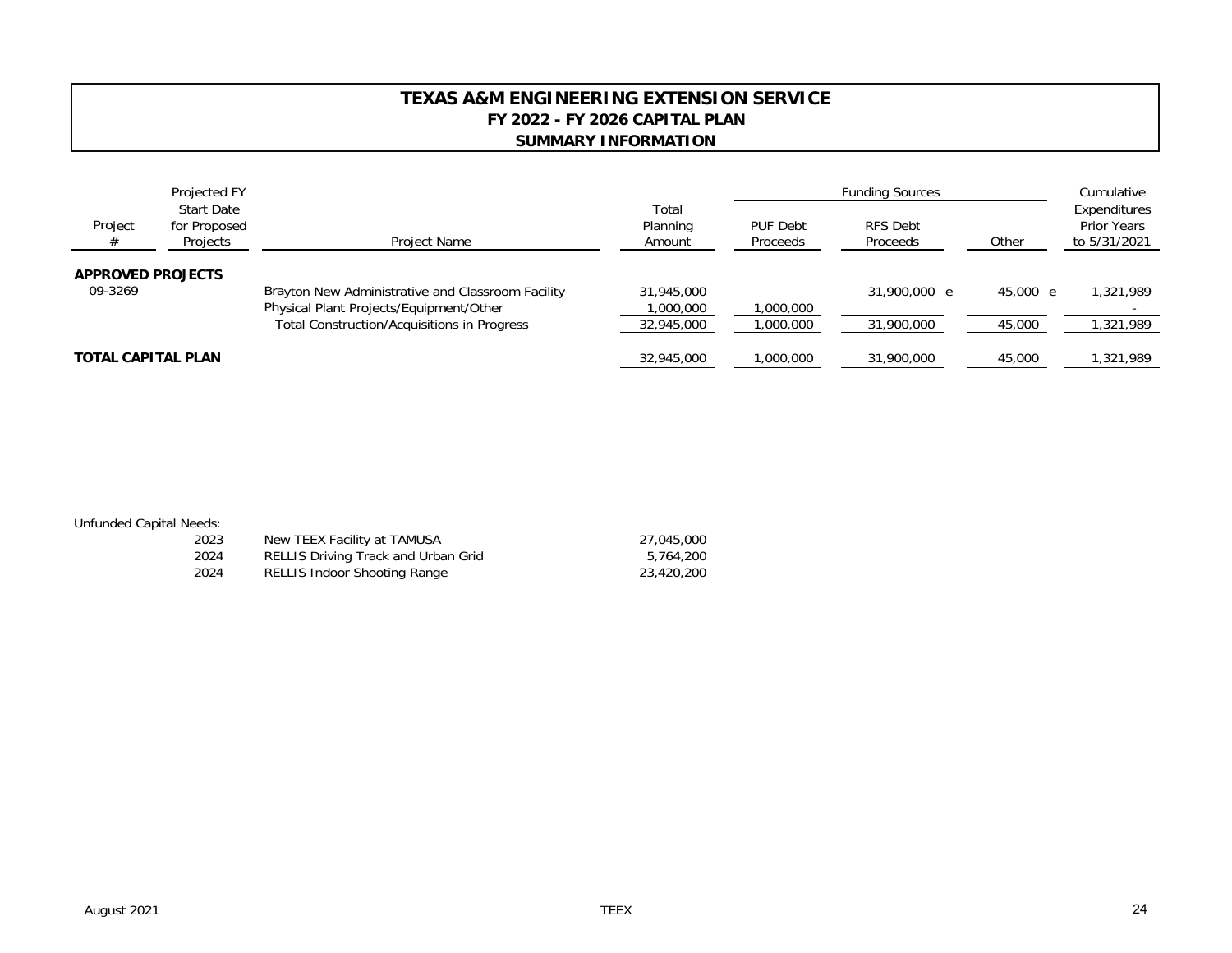# TEXAS A&M ENGINEERING EXTENSION SERVICE
## FY 2022 - FY 2026 CAPITAL PLAN
## SUMMARY INFORMATION

| Project # | Projected FY Start Date for Proposed Projects | Project Name | Total Planning Amount | Funding Sources | | | Cumulative Expenditures Prior Years to 5/31/2021 |
|---|---|---|---|---|---|---|---|
| | | | | PUF Debt Proceeds | RFS Debt Proceeds | Other | |
| **APPROVED PROJECTS** | | | | | | | |
| 09-3269 | | Brayton New Administrative and Classroom Facility | 31,945,000 | | 31,900,000 e | 45,000 e | 1,321,989 |
| | | Physical Plant Projects/Equipment/Other | 1,000,000 | 1,000,000 | | | - |
| | | Total Construction/Acquisitions in Progress | 32,945,000 | 1,000,000 | 31,900,000 | 45,000 | 1,321,989 |
| **TOTAL CAPITAL PLAN** | | | 32,945,000 | 1,000,000 | 31,900,000 | 45,000 | 1,321,989 |

Unfunded Capital Needs:

| Year | Project Name | Amount |
|---|---|---|
| 2023 | New TEEX Facility at TAMUSA | 27,045,000 |
| 2024 | RELLIS Driving Track and Urban Grid | 5,764,200 |
| 2024 | RELLIS Indoor Shooting Range | 23,420,200 |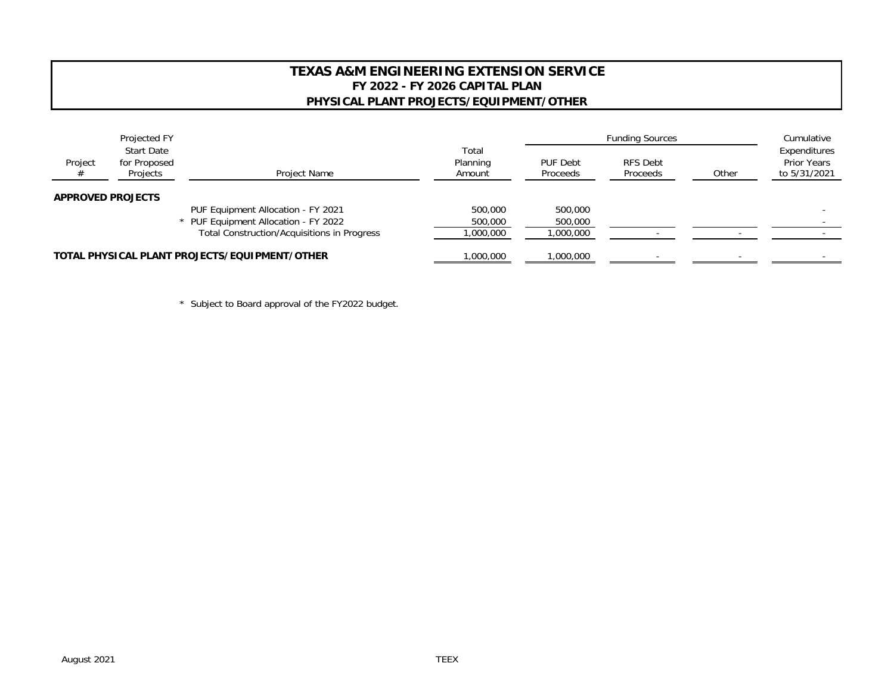# TEXAS A&M ENGINEERING EXTENSION SERVICE
## FY 2022 - FY 2026 CAPITAL PLAN
## PHYSICAL PLANT PROJECTS/EQUIPMENT/OTHER

| Project # | Projected FY Start Date for Proposed Projects | Project Name | Total Planning Amount | Funding Sources | | | Cumulative Expenditures Prior Years to 5/31/2021 |
|---|---|---|---|---|---|---|---|
| | | | | PUF Debt Proceeds | RFS Debt Proceeds | Other | |
| **APPROVED PROJECTS** | | | | | | | |
| | | PUF Equipment Allocation - FY 2021 | 500,000 | 500,000 | | | - |
| | | * PUF Equipment Allocation - FY 2022 | 500,000 | 500,000 | | | - |
| | | Total Construction/Acquisitions in Progress | 1,000,000 | 1,000,000 | - | - | - |
| **TOTAL PHYSICAL PLANT PROJECTS/EQUIPMENT/OTHER** | | | 1,000,000 | 1,000,000 | - | - | - |

* Subject to Board approval of the FY2022 budget.